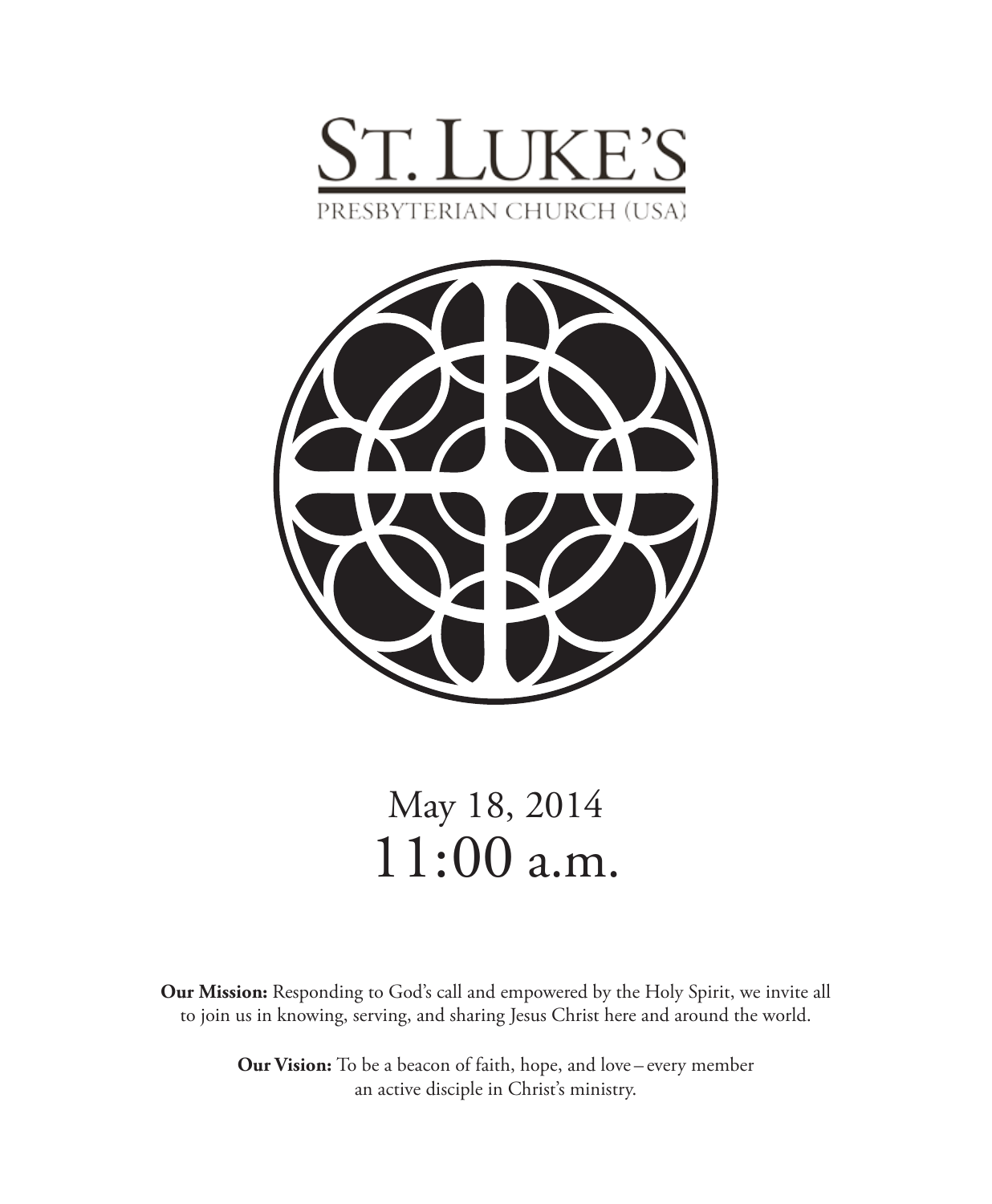# ST. LUKE'S

PRESBYTERIAN CHURCH (USA)

May 18, 2014

11:00 a.m.

**Our Mission:** Responding to God's call and empowered by the Holy Spirit, we invite all to join us in knowing, serving, and sharing Jesus Christ here and around the world.

**Our Vision:** To be a beacon of faith, hope, and love – every member an active disciple in Christ's ministry.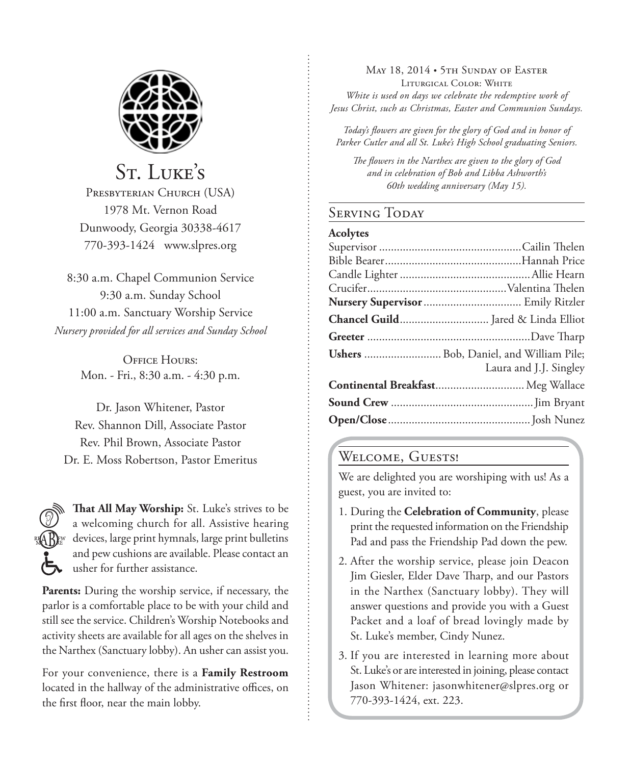# St. Luke's

Presbyterian Church (USA)
1978 Mt. Vernon Road
Dunwoody, Georgia 30338-4617
770-393-1424 www.slpres.org

8:30 a.m. Chapel Communion Service
9:30 a.m. Sunday School
11:00 a.m. Sanctuary Worship Service
*Nursery provided for all services and Sunday School*

Office Hours:
Mon. - Fri., 8:30 a.m. - 4:30 p.m.

Dr. Jason Whitener, Pastor
Rev. Shannon Dill, Associate Pastor
Rev. Phil Brown, Associate Pastor
Dr. E. Moss Robertson, Pastor Emeritus

**That All May Worship:** St. Luke's strives to be a welcoming church for all. Assistive hearing devices, large print hymnals, large print bulletins and pew cushions are available. Please contact an usher for further assistance.

**Parents:** During the worship service, if necessary, the parlor is a comfortable place to be with your child and still see the service. Children's Worship Notebooks and activity sheets are available for all ages on the shelves in the Narthex (Sanctuary lobby). An usher can assist you.

For your convenience, there is a **Family Restroom** located in the hallway of the administrative offices, on the first floor, near the main lobby.

May 18, 2014 • 5th Sunday of Easter
Liturgical Color: White
*White is used on days we celebrate the redemptive work of Jesus Christ, such as Christmas, Easter and Communion Sundays.*

*Today's flowers are given for the glory of God and in honor of Parker Cutler and all St. Luke's High School graduating Seniors.*

*The flowers in the Narthex are given to the glory of God and in celebration of Bob and Libba Ashworth's 60th wedding anniversary (May 15).*

## Serving Today

**Acolytes**
Supervisor ............ Cailin Thelen
Bible Bearer ............ Hannah Price
Candle Lighter ............ Allie Hearn
Crucifer ............ Valentina Thelen
**Nursery Supervisor** ............ Emily Ritzler
**Chancel Guild** ............ Jared & Linda Elliot
**Greeter** ............ Dave Tharp
**Ushers** ............ Bob, Daniel, and William Pile; Laura and J.J. Singley
**Continental Breakfast** ............ Meg Wallace
**Sound Crew** ............ Jim Bryant
**Open/Close** ............ Josh Nunez

## Welcome, Guests!

We are delighted you are worshiping with us! As a guest, you are invited to:

1. During the **Celebration of Community**, please print the requested information on the Friendship Pad and pass the Friendship Pad down the pew.
2. After the worship service, please join Deacon Jim Giesler, Elder Dave Tharp, and our Pastors in the Narthex (Sanctuary lobby). They will answer questions and provide you with a Guest Packet and a loaf of bread lovingly made by St. Luke's member, Cindy Nunez.
3. If you are interested in learning more about St. Luke's or are interested in joining, please contact Jason Whitener: jasonwhitener@slpres.org or 770-393-1424, ext. 223.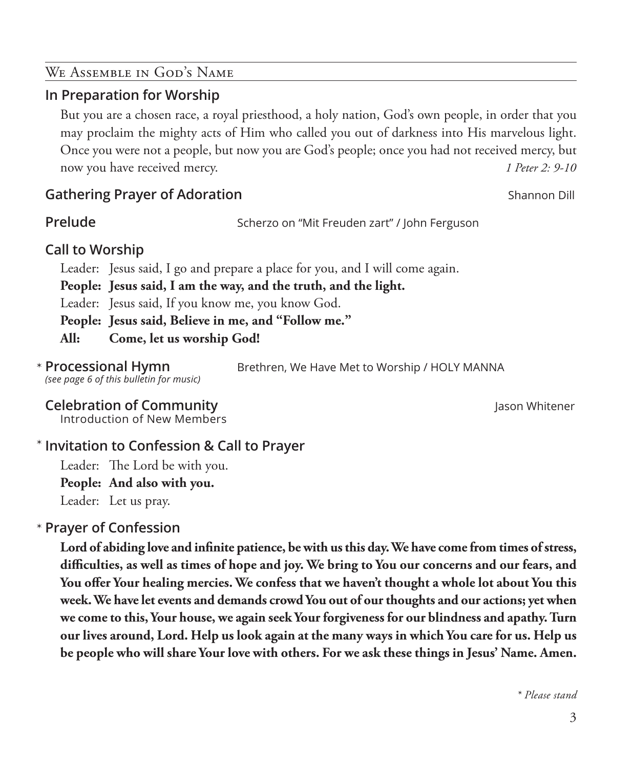## We Assemble in God's Name

### In Preparation for Worship

But you are a chosen race, a royal priesthood, a holy nation, God's own people, in order that you may proclaim the mighty acts of Him who called you out of darkness into His marvelous light. Once you were not a people, but now you are God's people; once you had not received mercy, but now you have received mercy. *1 Peter 2: 9-10*

### Gathering Prayer of Adoration

Shannon Dill

### Prelude

Scherzo on "Mit Freuden zart" / John Ferguson

### Call to Worship

Leader: Jesus said, I go and prepare a place for you, and I will come again.

**People: Jesus said, I am the way, and the truth, and the light.**

Leader: Jesus said, If you know me, you know God.

**People: Jesus said, Believe in me, and "Follow me."**

**All: Come, let us worship God!**

### * Processional Hymn

*(see page 6 of this bulletin for music)*

Brethren, We Have Met to Worship / HOLY MANNA

### Celebration of Community

Jason Whitener

Introduction of New Members

### * Invitation to Confession & Call to Prayer

Leader: The Lord be with you.

**People: And also with you.**

Leader: Let us pray.

### * Prayer of Confession

**Lord of abiding love and infinite patience, be with us this day. We have come from times of stress, difficulties, as well as times of hope and joy. We bring to You our concerns and our fears, and You offer Your healing mercies. We confess that we haven't thought a whole lot about You this week. We have let events and demands crowd You out of our thoughts and our actions; yet when we come to this, Your house, we again seek Your forgiveness for our blindness and apathy. Turn our lives around, Lord. Help us look again at the many ways in which You care for us. Help us be people who will share Your love with others. For we ask these things in Jesus' Name. Amen.**

*\* Please stand*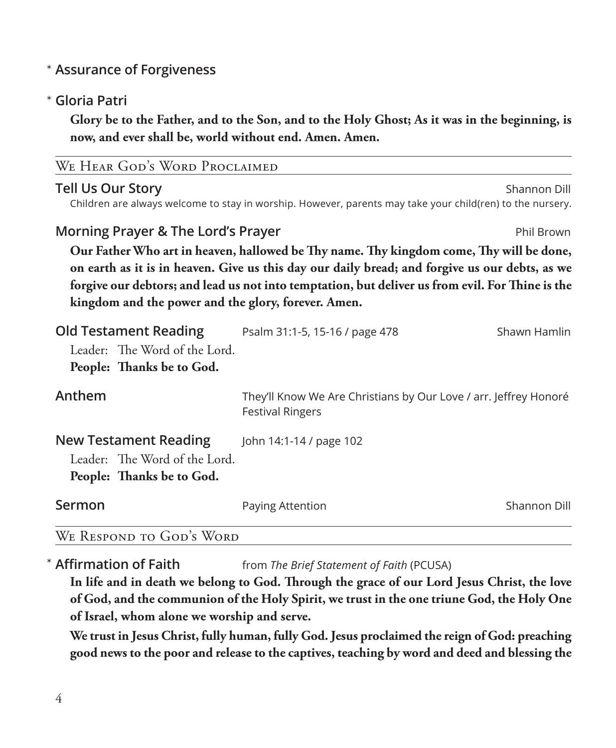\* **Assurance of Forgiveness**

\* **Gloria Patri**

**Glory be to the Father, and to the Son, and to the Holy Ghost; As it was in the beginning, is now, and ever shall be, world without end. Amen. Amen.**

## We Hear God's Word Proclaimed

**Tell Us Our Story** — Shannon Dill

Children are always welcome to stay in worship. However, parents may take your child(ren) to the nursery.

**Morning Prayer & The Lord's Prayer** — Phil Brown

**Our Father Who art in heaven, hallowed be Thy name. Thy kingdom come, Thy will be done, on earth as it is in heaven. Give us this day our daily bread; and forgive us our debts, as we forgive our debtors; and lead us not into temptation, but deliver us from evil. For Thine is the kingdom and the power and the glory, forever. Amen.**

**Old Testament Reading** — Psalm 31:1-5, 15-16 / page 478 — Shawn Hamlin

Leader: The Word of the Lord.
**People: Thanks be to God.**

**Anthem** — They'll Know We Are Christians by Our Love / arr. Jeffrey Honoré
Festival Ringers

**New Testament Reading** — John 14:1-14 / page 102

Leader: The Word of the Lord.
**People: Thanks be to God.**

**Sermon** — Paying Attention — Shannon Dill

## We Respond to God's Word

\* **Affirmation of Faith** — from *The Brief Statement of Faith* (PCUSA)

**In life and in death we belong to God. Through the grace of our Lord Jesus Christ, the love of God, and the communion of the Holy Spirit, we trust in the one triune God, the Holy One of Israel, whom alone we worship and serve.**

**We trust in Jesus Christ, fully human, fully God. Jesus proclaimed the reign of God: preaching good news to the poor and release to the captives, teaching by word and deed and blessing the**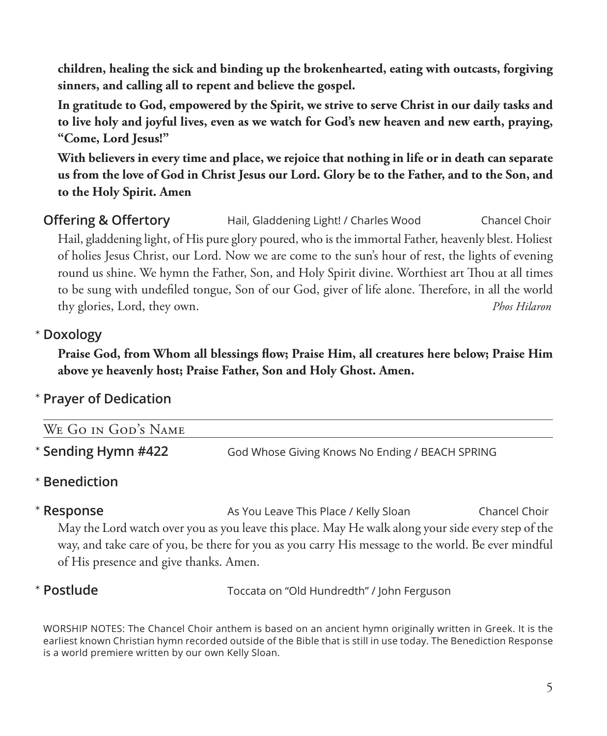**children, healing the sick and binding up the brokenhearted, eating with outcasts, forgiving sinners, and calling all to repent and believe the gospel.**

**In gratitude to God, empowered by the Spirit, we strive to serve Christ in our daily tasks and to live holy and joyful lives, even as we watch for God's new heaven and new earth, praying, "Come, Lord Jesus!"**

**With believers in every time and place, we rejoice that nothing in life or in death can separate us from the love of God in Christ Jesus our Lord. Glory be to the Father, and to the Son, and to the Holy Spirit. Amen**

**Offering & Offertory** Hail, Gladdening Light! / Charles Wood — Chancel Choir

Hail, gladdening light, of His pure glory poured, who is the immortal Father, heavenly blest. Holiest of holies Jesus Christ, our Lord. Now we are come to the sun's hour of rest, the lights of evening round us shine. We hymn the Father, Son, and Holy Spirit divine. Worthiest art Thou at all times to be sung with undefiled tongue, Son of our God, giver of life alone. Therefore, in all the world thy glories, Lord, they own. *Phos Hilaron*

\* **Doxology**

**Praise God, from Whom all blessings flow; Praise Him, all creatures here below; Praise Him above ye heavenly host; Praise Father, Son and Holy Ghost. Amen.**

\* **Prayer of Dedication**

## We Go in God's Name

\* **Sending Hymn #422** God Whose Giving Knows No Ending / BEACH SPRING

\* **Benediction**

\* **Response** As You Leave This Place / Kelly Sloan — Chancel Choir

May the Lord watch over you as you leave this place. May He walk along your side every step of the way, and take care of you, be there for you as you carry His message to the world. Be ever mindful of His presence and give thanks. Amen.

\* **Postlude** Toccata on "Old Hundredth" / John Ferguson

WORSHIP NOTES: The Chancel Choir anthem is based on an ancient hymn originally written in Greek. It is the earliest known Christian hymn recorded outside of the Bible that is still in use today. The Benediction Response is a world premiere written by our own Kelly Sloan.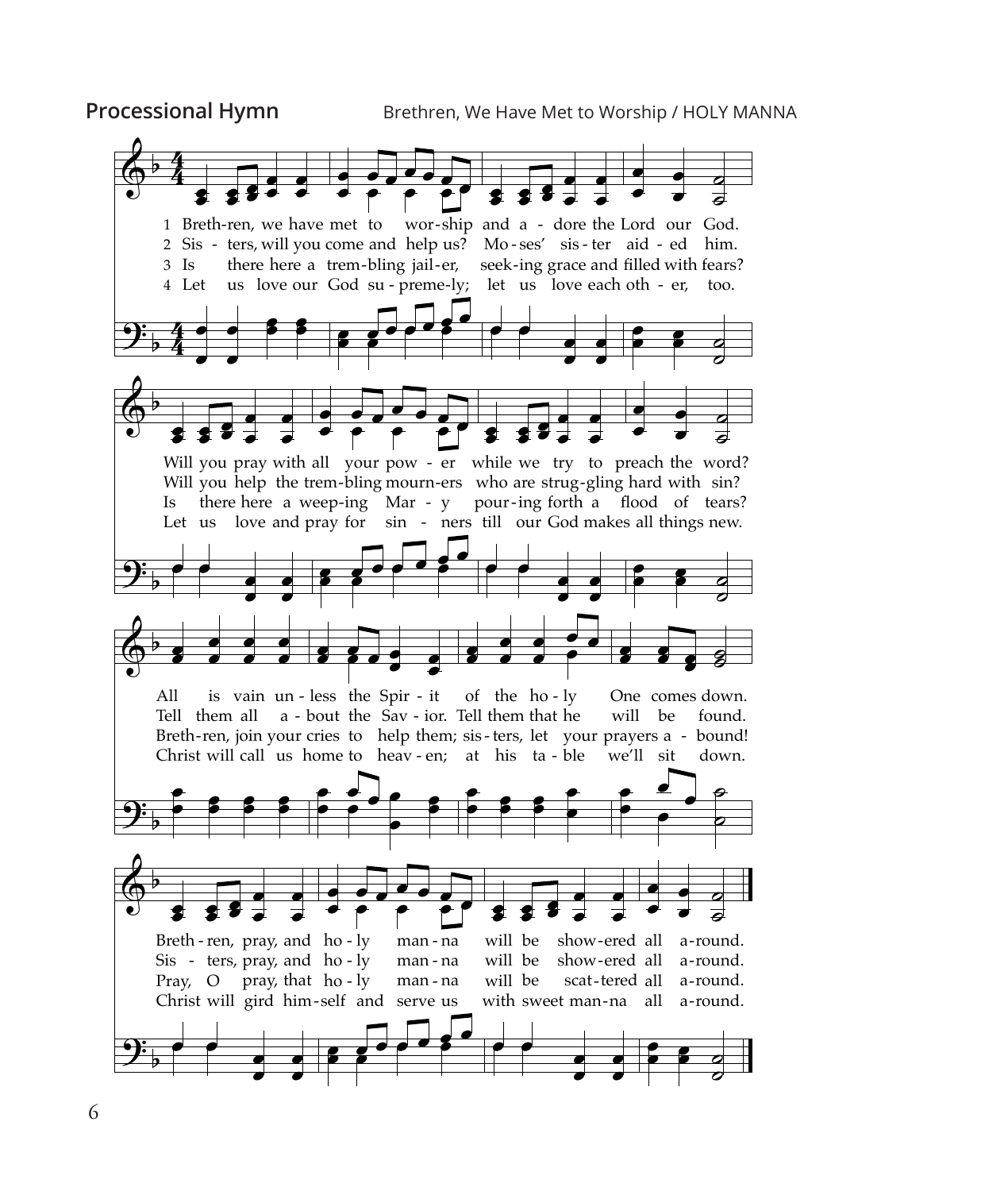## Processional Hymn

Brethren, We Have Met to Worship / HOLY MANNA

1 Breth-ren, we have met to wor-ship and a - dore the Lord our God.
2 Sis - ters, will you come and help us? Mo - ses' sis - ter aid - ed him.
3 Is there here a trem-bling jail-er, seek-ing grace and filled with fears?
4 Let us love our God su - preme-ly; let us love each oth - er, too.

Will you pray with all your pow - er while we try to preach the word?
Will you help the trem-bling mourn-ers who are strug-gling hard with sin?
Is there here a weep-ing Mar - y pour-ing forth a flood of tears?
Let us love and pray for sin - ners till our God makes all things new.

All is vain un - less the Spir - it of the ho - ly One comes down.
Tell them all a - bout the Sav - ior. Tell them that he will be found.
Breth-ren, join your cries to help them; sis - ters, let your prayers a - bound!
Christ will call us home to heav - en; at his ta - ble we'll sit down.

Breth - ren, pray, and ho - ly man - na will be show-ered all a-round.
Sis - ters, pray, and ho - ly man - na will be show-ered all a-round.
Pray, O pray, that ho - ly man - na will be scat-tered all a-round.
Christ will gird him-self and serve us with sweet man-na all a-round.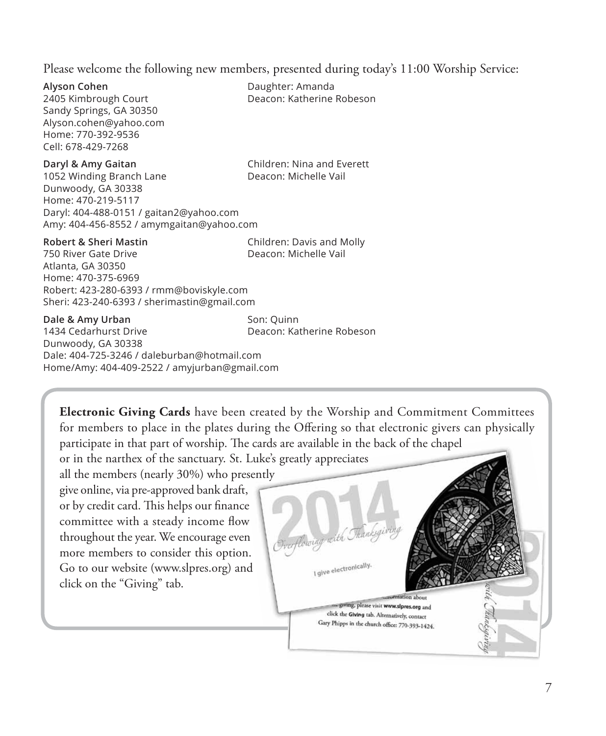Please welcome the following new members, presented during today's 11:00 Worship Service:

**Alyson Cohen**
2405 Kimbrough Court
Sandy Springs, GA 30350
Alyson.cohen@yahoo.com
Home: 770-392-9536
Cell: 678-429-7268
Daughter: Amanda
Deacon: Katherine Robeson

**Daryl & Amy Gaitan**
1052 Winding Branch Lane
Dunwoody, GA 30338
Home: 470-219-5117
Daryl: 404-488-0151 / gaitan2@yahoo.com
Amy: 404-456-8552 / amymgaitan@yahoo.com
Children: Nina and Everett
Deacon: Michelle Vail

**Robert & Sheri Mastin**
750 River Gate Drive
Atlanta, GA 30350
Home: 470-375-6969
Robert: 423-280-6393 / rmm@boviskyle.com
Sheri: 423-240-6393 / sherimastin@gmail.com
Children: Davis and Molly
Deacon: Michelle Vail

**Dale & Amy Urban**
1434 Cedarhurst Drive
Dunwoody, GA 30338
Dale: 404-725-3246 / daleburban@hotmail.com
Home/Amy: 404-409-2522 / amyjurban@gmail.com
Son: Quinn
Deacon: Katherine Robeson

**Electronic Giving Cards** have been created by the Worship and Commitment Committees for members to place in the plates during the Offering so that electronic givers can physically participate in that part of worship. The cards are available in the back of the chapel or in the narthex of the sanctuary. St. Luke's greatly appreciates all the members (nearly 30%) who presently give online, via pre-approved bank draft, or by credit card. This helps our finance committee with a steady income flow throughout the year. We encourage even more members to consider this option. Go to our website (www.slpres.org) and click on the "Giving" tab.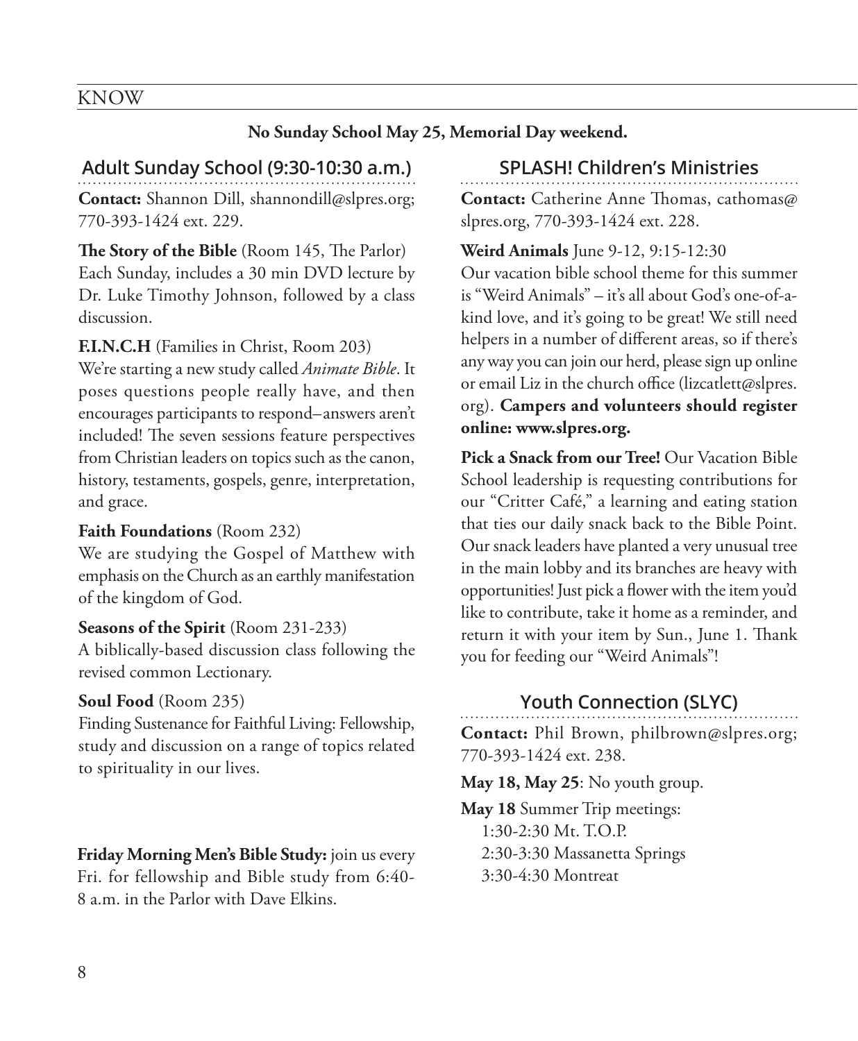# KNOW

**No Sunday School May 25, Memorial Day weekend.**

## Adult Sunday School (9:30-10:30 a.m.)

**Contact:** Shannon Dill, shannondill@slpres.org; 770-393-1424 ext. 229.

**The Story of the Bible** (Room 145, The Parlor)
Each Sunday, includes a 30 min DVD lecture by Dr. Luke Timothy Johnson, followed by a class discussion.

**F.I.N.C.H** (Families in Christ, Room 203)
We're starting a new study called *Animate Bible*. It poses questions people really have, and then encourages participants to respond–answers aren't included! The seven sessions feature perspectives from Christian leaders on topics such as the canon, history, testaments, gospels, genre, interpretation, and grace.

**Faith Foundations** (Room 232)
We are studying the Gospel of Matthew with emphasis on the Church as an earthly manifestation of the kingdom of God.

**Seasons of the Spirit** (Room 231-233)
A biblically-based discussion class following the revised common Lectionary.

**Soul Food** (Room 235)
Finding Sustenance for Faithful Living: Fellowship, study and discussion on a range of topics related to spirituality in our lives.

**Friday Morning Men's Bible Study:** join us every Fri. for fellowship and Bible study from 6:40-8 a.m. in the Parlor with Dave Elkins.

## SPLASH! Children's Ministries

**Contact:** Catherine Anne Thomas, cathomas@slpres.org, 770-393-1424 ext. 228.

**Weird Animals** June 9-12, 9:15-12:30
Our vacation bible school theme for this summer is "Weird Animals" – it's all about God's one-of-a-kind love, and it's going to be great! We still need helpers in a number of different areas, so if there's any way you can join our herd, please sign up online or email Liz in the church office (lizcatlett@slpres.org). **Campers and volunteers should register online: www.slpres.org.**

**Pick a Snack from our Tree!** Our Vacation Bible School leadership is requesting contributions for our "Critter Café," a learning and eating station that ties our daily snack back to the Bible Point. Our snack leaders have planted a very unusual tree in the main lobby and its branches are heavy with opportunities! Just pick a flower with the item you'd like to contribute, take it home as a reminder, and return it with your item by Sun., June 1. Thank you for feeding our "Weird Animals"!

## Youth Connection (SLYC)

**Contact:** Phil Brown, philbrown@slpres.org; 770-393-1424 ext. 238.

**May 18, May 25**: No youth group.

**May 18** Summer Trip meetings:
1:30-2:30 Mt. T.O.P.
2:30-3:30 Massanetta Springs
3:30-4:30 Montreat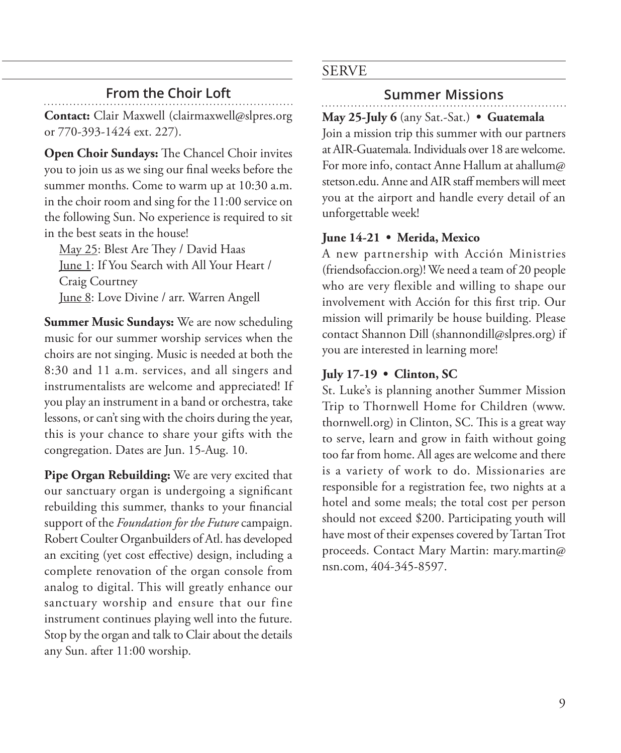## From the Choir Loft

**Contact:** Clair Maxwell (clairmaxwell@slpres.org or 770-393-1424 ext. 227).

**Open Choir Sundays:** The Chancel Choir invites you to join us as we sing our final weeks before the summer months. Come to warm up at 10:30 a.m. in the choir room and sing for the 11:00 service on the following Sun. No experience is required to sit in the best seats in the house!

May 25: Blest Are They / David Haas
June 1: If You Search with All Your Heart / Craig Courtney
June 8: Love Divine / arr. Warren Angell

**Summer Music Sundays:** We are now scheduling music for our summer worship services when the choirs are not singing. Music is needed at both the 8:30 and 11 a.m. services, and all singers and instrumentalists are welcome and appreciated! If you play an instrument in a band or orchestra, take lessons, or can't sing with the choirs during the year, this is your chance to share your gifts with the congregation. Dates are Jun. 15-Aug. 10.

**Pipe Organ Rebuilding:** We are very excited that our sanctuary organ is undergoing a significant rebuilding this summer, thanks to your financial support of the *Foundation for the Future* campaign. Robert Coulter Organbuilders of Atl. has developed an exciting (yet cost effective) design, including a complete renovation of the organ console from analog to digital. This will greatly enhance our sanctuary worship and ensure that our fine instrument continues playing well into the future. Stop by the organ and talk to Clair about the details any Sun. after 11:00 worship.

# SERVE

## Summer Missions

**May 25-July 6** (any Sat.-Sat.) • **Guatemala**
Join a mission trip this summer with our partners at AIR-Guatemala. Individuals over 18 are welcome. For more info, contact Anne Hallum at ahallum@stetson.edu. Anne and AIR staff members will meet you at the airport and handle every detail of an unforgettable week!

**June 14-21 • Merida, Mexico**
A new partnership with Acción Ministries (friendsofaccion.org)! We need a team of 20 people who are very flexible and willing to shape our involvement with Acción for this first trip. Our mission will primarily be house building. Please contact Shannon Dill (shannondill@slpres.org) if you are interested in learning more!

**July 17-19 • Clinton, SC**
St. Luke's is planning another Summer Mission Trip to Thornwell Home for Children (www.thornwell.org) in Clinton, SC. This is a great way to serve, learn and grow in faith without going too far from home. All ages are welcome and there is a variety of work to do. Missionaries are responsible for a registration fee, two nights at a hotel and some meals; the total cost per person should not exceed $200. Participating youth will have most of their expenses covered by Tartan Trot proceeds. Contact Mary Martin: mary.martin@nsn.com, 404-345-8597.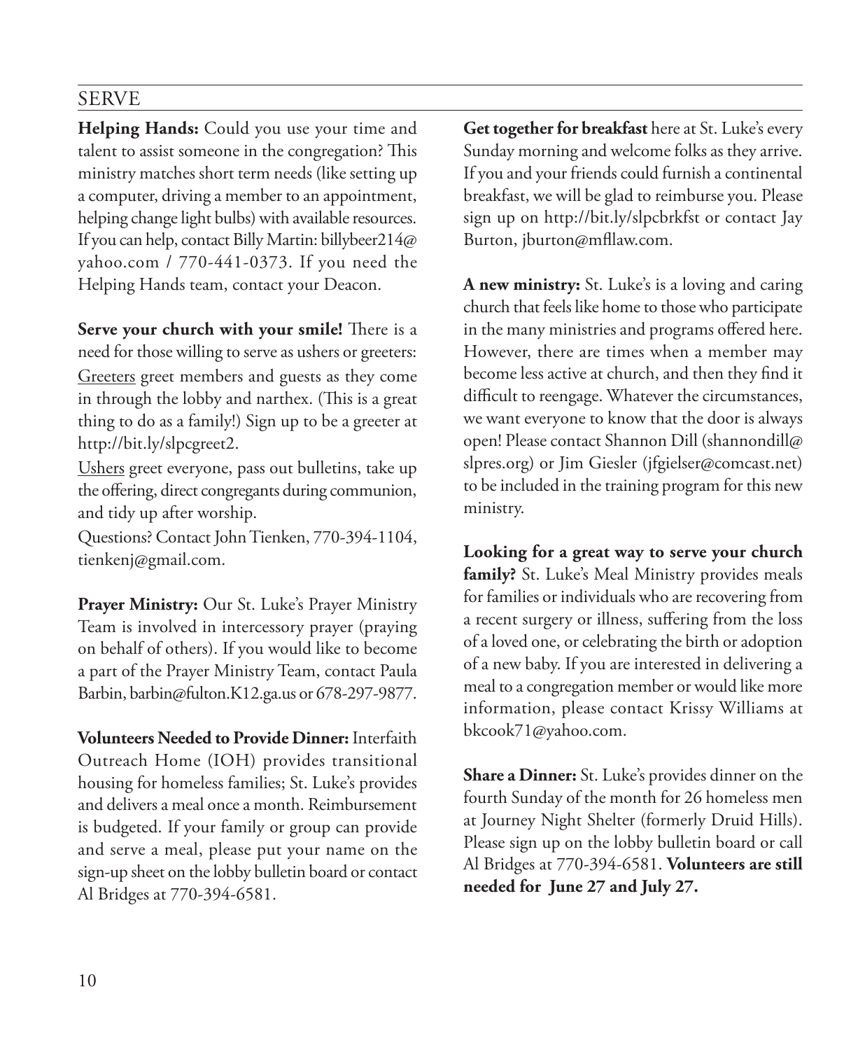## SERVE

**Helping Hands:** Could you use your time and talent to assist someone in the congregation? This ministry matches short term needs (like setting up a computer, driving a member to an appointment, helping change light bulbs) with available resources. If you can help, contact Billy Martin: billybeer214@yahoo.com / 770-441-0373. If you need the Helping Hands team, contact your Deacon.

**Serve your church with your smile!** There is a need for those willing to serve as ushers or greeters: Greeters greet members and guests as they come in through the lobby and narthex. (This is a great thing to do as a family!) Sign up to be a greeter at http://bit.ly/slpcgreet2.

Ushers greet everyone, pass out bulletins, take up the offering, direct congregants during communion, and tidy up after worship.

Questions? Contact John Tienken, 770-394-1104, tienkenj@gmail.com.

**Prayer Ministry:** Our St. Luke's Prayer Ministry Team is involved in intercessory prayer (praying on behalf of others). If you would like to become a part of the Prayer Ministry Team, contact Paula Barbin, barbin@fulton.K12.ga.us or 678-297-9877.

**Volunteers Needed to Provide Dinner:** Interfaith Outreach Home (IOH) provides transitional housing for homeless families; St. Luke's provides and delivers a meal once a month. Reimbursement is budgeted. If your family or group can provide and serve a meal, please put your name on the sign-up sheet on the lobby bulletin board or contact Al Bridges at 770-394-6581.

**Get together for breakfast** here at St. Luke's every Sunday morning and welcome folks as they arrive. If you and your friends could furnish a continental breakfast, we will be glad to reimburse you. Please sign up on http://bit.ly/slpcbrkfst or contact Jay Burton, jburton@mfllaw.com.

**A new ministry:** St. Luke's is a loving and caring church that feels like home to those who participate in the many ministries and programs offered here. However, there are times when a member may become less active at church, and then they find it difficult to reengage. Whatever the circumstances, we want everyone to know that the door is always open! Please contact Shannon Dill (shannondill@slpres.org) or Jim Giesler (jfgielser@comcast.net) to be included in the training program for this new ministry.

**Looking for a great way to serve your church family?** St. Luke's Meal Ministry provides meals for families or individuals who are recovering from a recent surgery or illness, suffering from the loss of a loved one, or celebrating the birth or adoption of a new baby. If you are interested in delivering a meal to a congregation member or would like more information, please contact Krissy Williams at bkcook71@yahoo.com.

**Share a Dinner:** St. Luke's provides dinner on the fourth Sunday of the month for 26 homeless men at Journey Night Shelter (formerly Druid Hills). Please sign up on the lobby bulletin board or call Al Bridges at 770-394-6581. **Volunteers are still needed for June 27 and July 27.**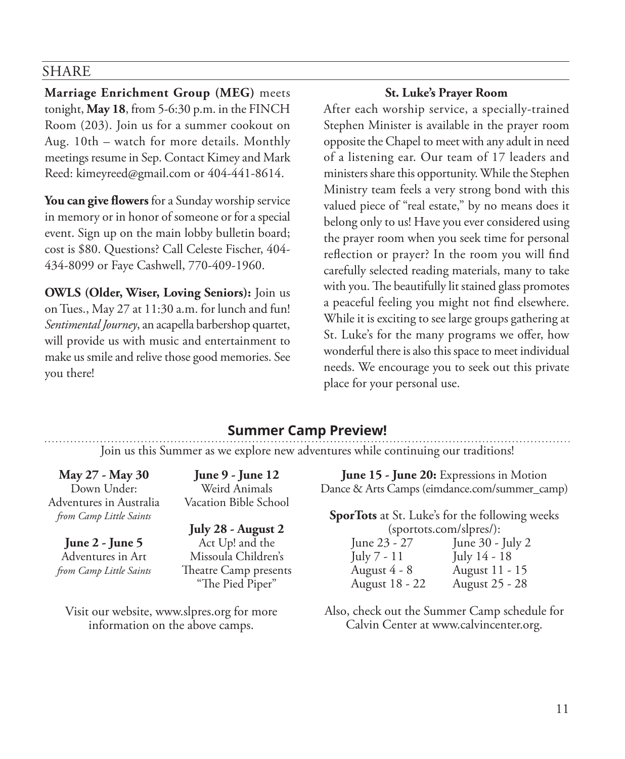## SHARE

**Marriage Enrichment Group (MEG)** meets tonight, **May 18**, from 5-6:30 p.m. in the FINCH Room (203). Join us for a summer cookout on Aug. 10th – watch for more details. Monthly meetings resume in Sep. Contact Kimey and Mark Reed: kimeyreed@gmail.com or 404-441-8614.

**You can give flowers** for a Sunday worship service in memory or in honor of someone or for a special event. Sign up on the main lobby bulletin board; cost is $80. Questions? Call Celeste Fischer, 404-434-8099 or Faye Cashwell, 770-409-1960.

**OWLS (Older, Wiser, Loving Seniors):** Join us on Tues., May 27 at 11:30 a.m. for lunch and fun! *Sentimental Journey*, an acapella barbershop quartet, will provide us with music and entertainment to make us smile and relive those good memories. See you there!

**St. Luke's Prayer Room**

After each worship service, a specially-trained Stephen Minister is available in the prayer room opposite the Chapel to meet with any adult in need of a listening ear. Our team of 17 leaders and ministers share this opportunity. While the Stephen Ministry team feels a very strong bond with this valued piece of "real estate," by no means does it belong only to us! Have you ever considered using the prayer room when you seek time for personal reflection or prayer? In the room you will find carefully selected reading materials, many to take with you. The beautifully lit stained glass promotes a peaceful feeling you might not find elsewhere. While it is exciting to see large groups gathering at St. Luke's for the many programs we offer, how wonderful there is also this space to meet individual needs. We encourage you to seek out this private place for your personal use.

## Summer Camp Preview!

Join us this Summer as we explore new adventures while continuing our traditions!

**May 27 - May 30**
Down Under:
Adventures in Australia
*from Camp Little Saints*

**June 2 - June 5**
Adventures in Art
*from Camp Little Saints*

**June 9 - June 12**
Weird Animals
Vacation Bible School

**July 28 - August 2**
Act Up! and the
Missoula Children's
Theatre Camp presents
"The Pied Piper"

Visit our website, www.slpres.org for more information on the above camps.

**June 15 - June 20:** Expressions in Motion Dance & Arts Camps (eimdance.com/summer_camp)

**SporTots** at St. Luke's for the following weeks (sportots.com/slpres/):

| | |
|---|---|
| June 23 - 27 | June 30 - July 2 |
| July 7 - 11 | July 14 - 18 |
| August 4 - 8 | August 11 - 15 |
| August 18 - 22 | August 25 - 28 |

Also, check out the Summer Camp schedule for Calvin Center at www.calvincenter.org.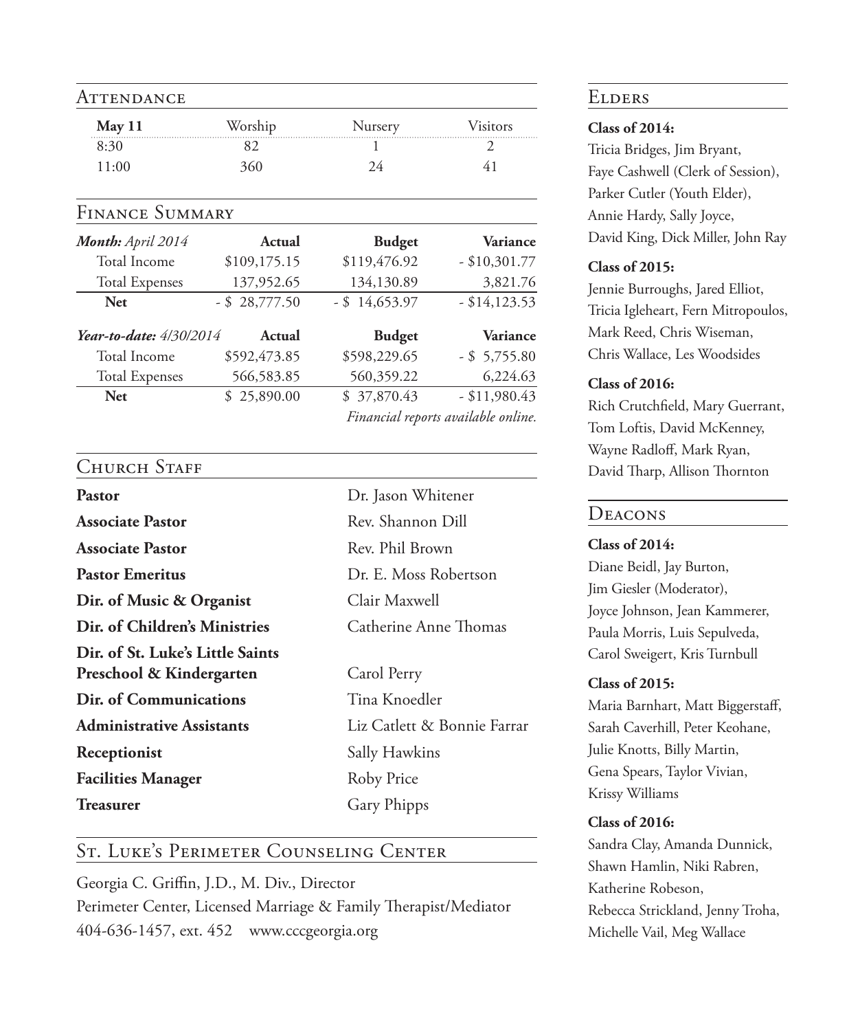## Attendance

| May 11 | Worship | Nursery | Visitors |
|---|---|---|---|
| 8:30 | 82 | 1 | 2 |
| 11:00 | 360 | 24 | 41 |

## Finance Summary

| ***Month:*** *April 2014* | **Actual** | **Budget** | **Variance** |
|---|---|---|---|
| Total Income | $109,175.15 | $119,476.92 | - $10,301.77 |
| Total Expenses | 137,952.65 | 134,130.89 | 3,821.76 |
| **Net** | - $ 28,777.50 | - $ 14,653.97 | - $14,123.53 |

| ***Year-to-date:*** *4/30/2014* | **Actual** | **Budget** | **Variance** |
|---|---|---|---|
| Total Income | $592,473.85 | $598,229.65 | - $ 5,755.80 |
| Total Expenses | 566,583.85 | 560,359.22 | 6,224.63 |
| **Net** | $ 25,890.00 | $ 37,870.43 | - $11,980.43 |

*Financial reports available online.*

## Church Staff

| | |
|---|---|
| **Pastor** | Dr. Jason Whitener |
| **Associate Pastor** | Rev. Shannon Dill |
| **Associate Pastor** | Rev. Phil Brown |
| **Pastor Emeritus** | Dr. E. Moss Robertson |
| **Dir. of Music & Organist** | Clair Maxwell |
| **Dir. of Children's Ministries** | Catherine Anne Thomas |
| **Dir. of St. Luke's Little Saints Preschool & Kindergarten** | Carol Perry |
| **Dir. of Communications** | Tina Knoedler |
| **Administrative Assistants** | Liz Catlett & Bonnie Farrar |
| **Receptionist** | Sally Hawkins |
| **Facilities Manager** | Roby Price |
| **Treasurer** | Gary Phipps |

## St. Luke's Perimeter Counseling Center

Georgia C. Griffin, J.D., M. Div., Director
Perimeter Center, Licensed Marriage & Family Therapist/Mediator
404-636-1457, ext. 452 www.cccgeorgia.org

## Elders

**Class of 2014:**
Tricia Bridges, Jim Bryant, Faye Cashwell (Clerk of Session), Parker Cutler (Youth Elder), Annie Hardy, Sally Joyce, David King, Dick Miller, John Ray

**Class of 2015:**
Jennie Burroughs, Jared Elliot, Tricia Igleheart, Fern Mitropoulos, Mark Reed, Chris Wiseman, Chris Wallace, Les Woodsides

**Class of 2016:**
Rich Crutchfield, Mary Guerrant, Tom Loftis, David McKenney, Wayne Radloff, Mark Ryan, David Tharp, Allison Thornton

## Deacons

**Class of 2014:**
Diane Beidl, Jay Burton, Jim Giesler (Moderator), Joyce Johnson, Jean Kammerer, Paula Morris, Luis Sepulveda, Carol Sweigert, Kris Turnbull

**Class of 2015:**
Maria Barnhart, Matt Biggerstaff, Sarah Caverhill, Peter Keohane, Julie Knotts, Billy Martin, Gena Spears, Taylor Vivian, Krissy Williams

**Class of 2016:**
Sandra Clay, Amanda Dunnick, Shawn Hamlin, Niki Rabren, Katherine Robeson, Rebecca Strickland, Jenny Troha, Michelle Vail, Meg Wallace